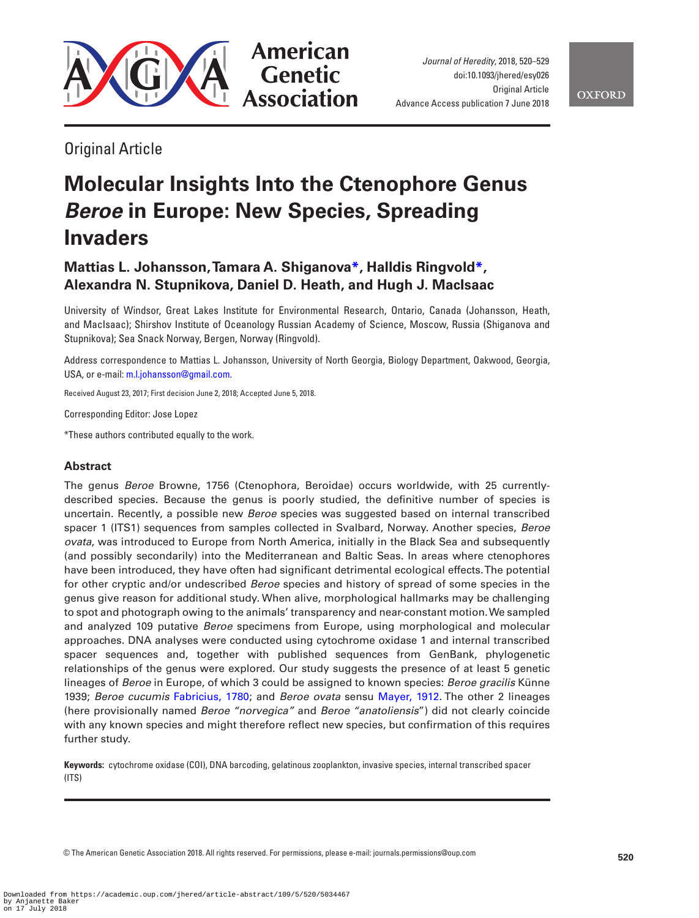Original Article

# Molecular Insights Into the Ctenophore Genus *Beroe* in Europe: New Species, Spreading Invaders

**Mattias L. Johansson, Tamara A. Shiganova*, Halldis Ringvold*, Alexandra N. Stupnikova, Daniel D. Heath, and Hugh J. MacIsaac**

University of Windsor, Great Lakes Institute for Environmental Research, Ontario, Canada (Johansson, Heath, and MacIsaac); Shirshov Institute of Oceanology Russian Academy of Science, Moscow, Russia (Shiganova and Stupnikova); Sea Snack Norway, Bergen, Norway (Ringvold).

Address correspondence to Mattias L. Johansson, University of North Georgia, Biology Department, Oakwood, Georgia, USA, or e-mail: m.l.johansson@gmail.com.

Received August 23, 2017; First decision June 2, 2018; Accepted June 5, 2018.

Corresponding Editor: Jose Lopez

*These authors contributed equally to the work.

## Abstract

The genus *Beroe* Browne, 1756 (Ctenophora, Beroidae) occurs worldwide, with 25 currently-described species. Because the genus is poorly studied, the definitive number of species is uncertain. Recently, a possible new *Beroe* species was suggested based on internal transcribed spacer 1 (ITS1) sequences from samples collected in Svalbard, Norway. Another species, *Beroe ovata*, was introduced to Europe from North America, initially in the Black Sea and subsequently (and possibly secondarily) into the Mediterranean and Baltic Seas. In areas where ctenophores have been introduced, they have often had significant detrimental ecological effects. The potential for other cryptic and/or undescribed *Beroe* species and history of spread of some species in the genus give reason for additional study. When alive, morphological hallmarks may be challenging to spot and photograph owing to the animals' transparency and near-constant motion. We sampled and analyzed 109 putative *Beroe* specimens from Europe, using morphological and molecular approaches. DNA analyses were conducted using cytochrome oxidase 1 and internal transcribed spacer sequences and, together with published sequences from GenBank, phylogenetic relationships of the genus were explored. Our study suggests the presence of at least 5 genetic lineages of *Beroe* in Europe, of which 3 could be assigned to known species: *Beroe gracilis* Künne 1939; *Beroe cucumis* Fabricius, 1780; and *Beroe ovata* sensu Mayer, 1912. The other 2 lineages (here provisionally named *Beroe "norvegica"* and *Beroe "anatoliensis"*) did not clearly coincide with any known species and might therefore reflect new species, but confirmation of this requires further study.

**Keywords:** cytochrome oxidase (COI), DNA barcoding, gelatinous zooplankton, invasive species, internal transcribed spacer (ITS)

© The American Genetic Association 2018. All rights reserved. For permissions, please e-mail: journals.permissions@oup.com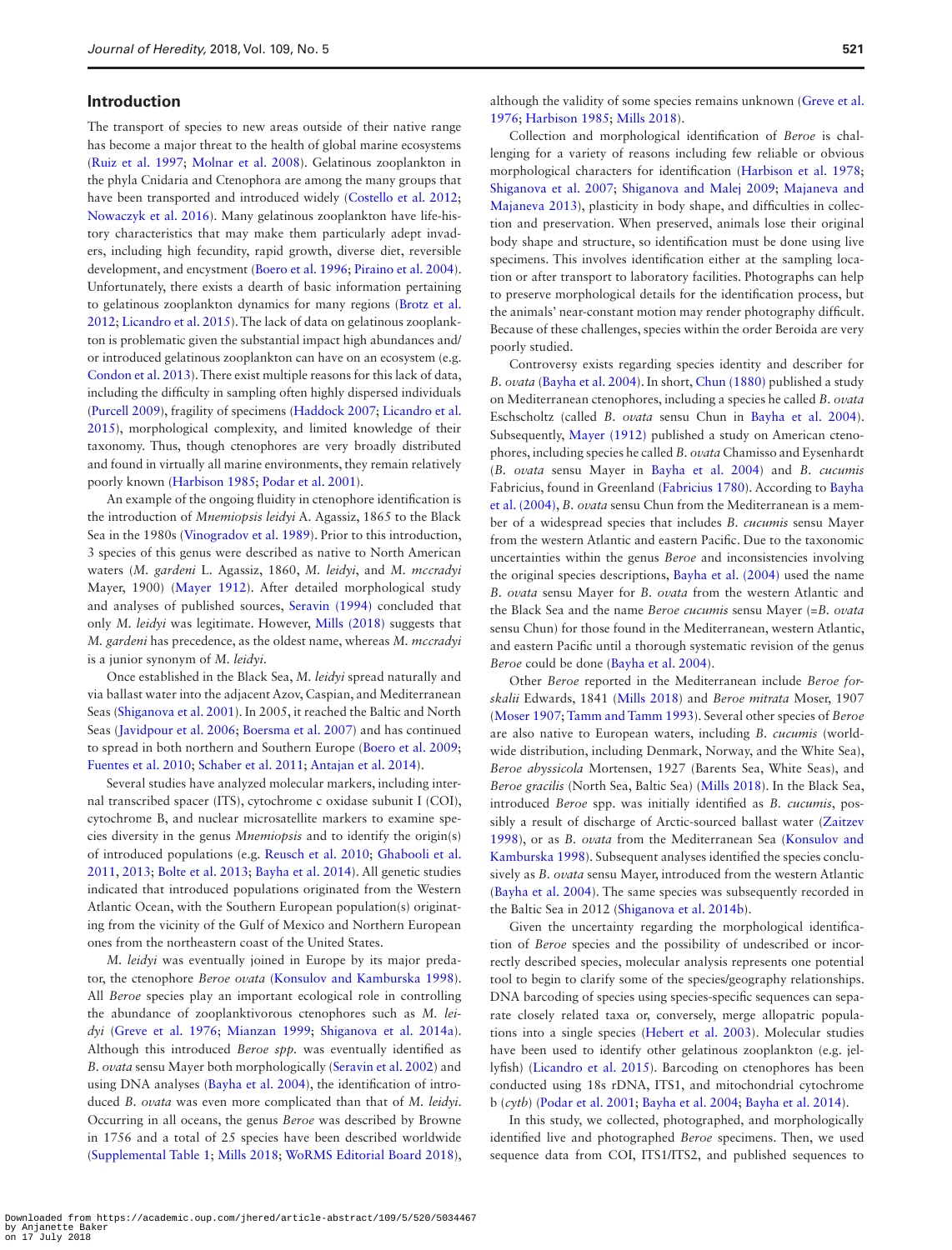## Introduction

The transport of species to new areas outside of their native range has become a major threat to the health of global marine ecosystems (Ruiz et al. 1997; Molnar et al. 2008). Gelatinous zooplankton in the phyla Cnidaria and Ctenophora are among the many groups that have been transported and introduced widely (Costello et al. 2012; Nowaczyk et al. 2016). Many gelatinous zooplankton have life-history characteristics that may make them particularly adept invaders, including high fecundity, rapid growth, diverse diet, reversible development, and encystment (Boero et al. 1996; Piraino et al. 2004). Unfortunately, there exists a dearth of basic information pertaining to gelatinous zooplankton dynamics for many regions (Brotz et al. 2012; Licandro et al. 2015). The lack of data on gelatinous zooplankton is problematic given the substantial impact high abundances and/or introduced gelatinous zooplankton can have on an ecosystem (e.g. Condon et al. 2013). There exist multiple reasons for this lack of data, including the difficulty in sampling often highly dispersed individuals (Purcell 2009), fragility of specimens (Haddock 2007; Licandro et al. 2015), morphological complexity, and limited knowledge of their taxonomy. Thus, though ctenophores are very broadly distributed and found in virtually all marine environments, they remain relatively poorly known (Harbison 1985; Podar et al. 2001).

An example of the ongoing fluidity in ctenophore identification is the introduction of *Mnemiopsis leidyi* A. Agassiz, 1865 to the Black Sea in the 1980s (Vinogradov et al. 1989). Prior to this introduction, 3 species of this genus were described as native to North American waters (*M. gardeni* L. Agassiz, 1860, *M. leidyi*, and *M. mccradyi* Mayer, 1900) (Mayer 1912). After detailed morphological study and analyses of published sources, Seravin (1994) concluded that only *M. leidyi* was legitimate. However, Mills (2018) suggests that *M. gardeni* has precedence, as the oldest name, whereas *M. mccradyi* is a junior synonym of *M. leidyi*.

Once established in the Black Sea, *M. leidyi* spread naturally and via ballast water into the adjacent Azov, Caspian, and Mediterranean Seas (Shiganova et al. 2001). In 2005, it reached the Baltic and North Seas (Javidpour et al. 2006; Boersma et al. 2007) and has continued to spread in both northern and Southern Europe (Boero et al. 2009; Fuentes et al. 2010; Schaber et al. 2011; Antajan et al. 2014).

Several studies have analyzed molecular markers, including internal transcribed spacer (ITS), cytochrome c oxidase subunit I (COI), cytochrome B, and nuclear microsatellite markers to examine species diversity in the genus *Mnemiopsis* and to identify the origin(s) of introduced populations (e.g. Reusch et al. 2010; Ghabooli et al. 2011, 2013; Bolte et al. 2013; Bayha et al. 2014). All genetic studies indicated that introduced populations originated from the Western Atlantic Ocean, with the Southern European population(s) originating from the vicinity of the Gulf of Mexico and Northern European ones from the northeastern coast of the United States.

*M. leidyi* was eventually joined in Europe by its major predator, the ctenophore *Beroe ovata* (Konsulov and Kamburska 1998). All *Beroe* species play an important ecological role in controlling the abundance of zooplanktivorous ctenophores such as *M. leidyi* (Greve et al. 1976; Mianzan 1999; Shiganova et al. 2014a). Although this introduced *Beroe spp.* was eventually identified as *B. ovata* sensu Mayer both morphologically (Seravin et al. 2002) and using DNA analyses (Bayha et al. 2004), the identification of introduced *B. ovata* was even more complicated than that of *M. leidyi*. Occurring in all oceans, the genus *Beroe* was described by Browne in 1756 and a total of 25 species have been described worldwide (Supplemental Table 1; Mills 2018; WoRMS Editorial Board 2018), although the validity of some species remains unknown (Greve et al. 1976; Harbison 1985; Mills 2018).

Collection and morphological identification of *Beroe* is challenging for a variety of reasons including few reliable or obvious morphological characters for identification (Harbison et al. 1978; Shiganova et al. 2007; Shiganova and Malej 2009; Majaneva and Majaneva 2013), plasticity in body shape, and difficulties in collection and preservation. When preserved, animals lose their original body shape and structure, so identification must be done using live specimens. This involves identification either at the sampling location or after transport to laboratory facilities. Photographs can help to preserve morphological details for the identification process, but the animals' near-constant motion may render photography difficult. Because of these challenges, species within the order Beroida are very poorly studied.

Controversy exists regarding species identity and describer for *B. ovata* (Bayha et al. 2004). In short, Chun (1880) published a study on Mediterranean ctenophores, including a species he called *B. ovata* Eschscholtz (called *B. ovata* sensu Chun in Bayha et al. 2004). Subsequently, Mayer (1912) published a study on American ctenophores, including species he called *B. ovata* Chamisso and Eysenhardt (*B. ovata* sensu Mayer in Bayha et al. 2004) and *B. cucumis* Fabricius, found in Greenland (Fabricius 1780). According to Bayha et al. (2004), *B. ovata* sensu Chun from the Mediterranean is a member of a widespread species that includes *B. cucumis* sensu Mayer from the western Atlantic and eastern Pacific. Due to the taxonomic uncertainties within the genus *Beroe* and inconsistencies involving the original species descriptions, Bayha et al. (2004) used the name *B. ovata* sensu Mayer for *B. ovata* from the western Atlantic and the Black Sea and the name *Beroe cucumis* sensu Mayer (=*B. ovata* sensu Chun) for those found in the Mediterranean, western Atlantic, and eastern Pacific until a thorough systematic revision of the genus *Beroe* could be done (Bayha et al. 2004).

Other *Beroe* reported in the Mediterranean include *Beroe forskalii* Edwards, 1841 (Mills 2018) and *Beroe mitrata* Moser, 1907 (Moser 1907; Tamm and Tamm 1993). Several other species of *Beroe* are also native to European waters, including *B. cucumis* (worldwide distribution, including Denmark, Norway, and the White Sea), *Beroe abyssicola* Mortensen, 1927 (Barents Sea, White Seas), and *Beroe gracilis* (North Sea, Baltic Sea) (Mills 2018). In the Black Sea, introduced *Beroe* spp. was initially identified as *B. cucumis*, possibly a result of discharge of Arctic-sourced ballast water (Zaitzev 1998), or as *B. ovata* from the Mediterranean Sea (Konsulov and Kamburska 1998). Subsequent analyses identified the species conclusively as *B. ovata* sensu Mayer, introduced from the western Atlantic (Bayha et al. 2004). The same species was subsequently recorded in the Baltic Sea in 2012 (Shiganova et al. 2014b).

Given the uncertainty regarding the morphological identification of *Beroe* species and the possibility of undescribed or incorrectly described species, molecular analysis represents one potential tool to begin to clarify some of the species/geography relationships. DNA barcoding of species using species-specific sequences can separate closely related taxa or, conversely, merge allopatric populations into a single species (Hebert et al. 2003). Molecular studies have been used to identify other gelatinous zooplankton (e.g. jellyfish) (Licandro et al. 2015). Barcoding on ctenophores has been conducted using 18s rDNA, ITS1, and mitochondrial cytochrome b (*cytb*) (Podar et al. 2001; Bayha et al. 2004; Bayha et al. 2014).

In this study, we collected, photographed, and morphologically identified live and photographed *Beroe* specimens. Then, we used sequence data from COI, ITS1/ITS2, and published sequences to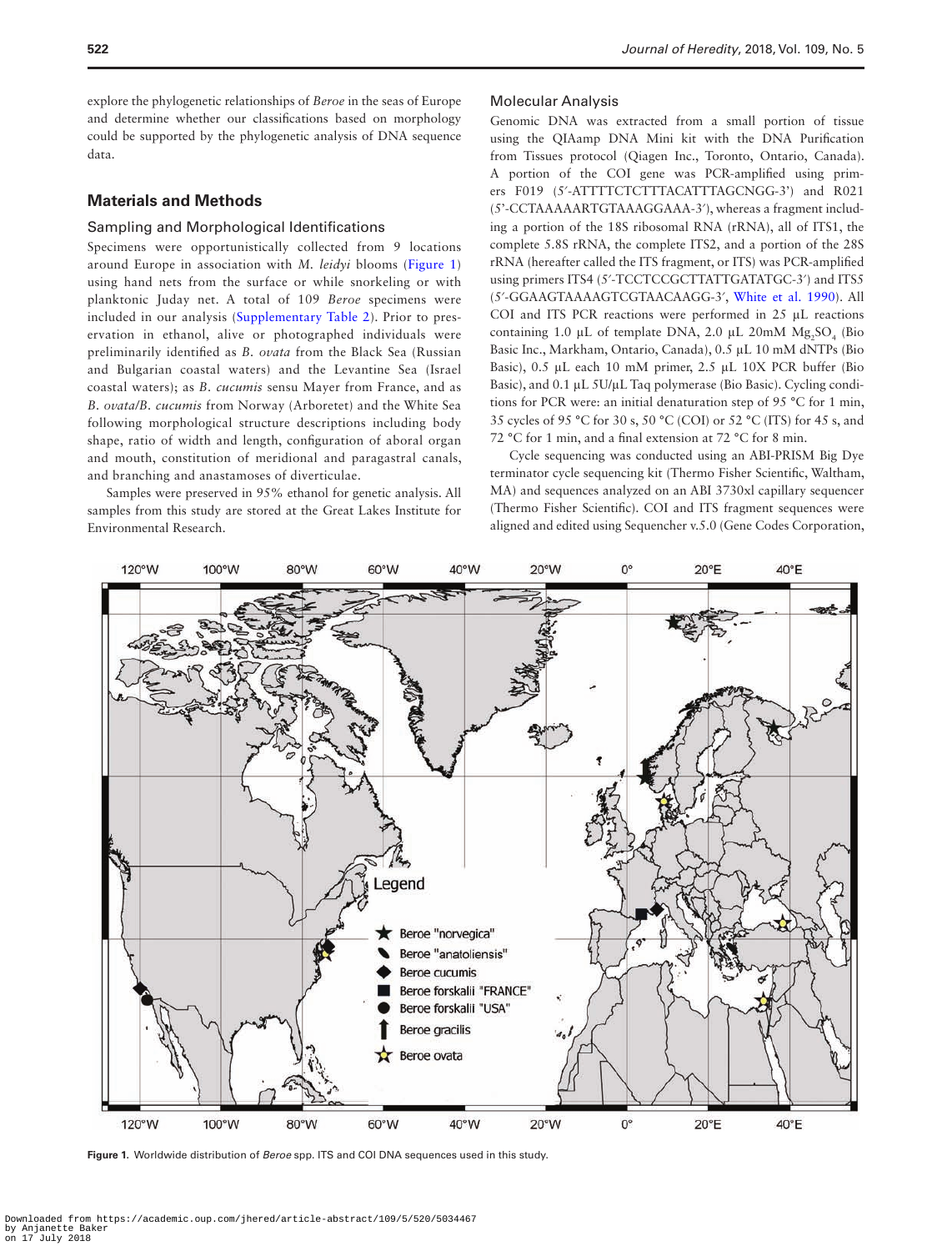explore the phylogenetic relationships of *Beroe* in the seas of Europe and determine whether our classifications based on morphology could be supported by the phylogenetic analysis of DNA sequence data.

## Materials and Methods

### Sampling and Morphological Identifications

Specimens were opportunistically collected from 9 locations around Europe in association with *M. leidyi* blooms (Figure 1) using hand nets from the surface or while snorkeling or with planktonic Juday net. A total of 109 *Beroe* specimens were included in our analysis (Supplementary Table 2). Prior to preservation in ethanol, alive or photographed individuals were preliminarily identified as *B. ovata* from the Black Sea (Russian and Bulgarian coastal waters) and the Levantine Sea (Israel coastal waters); as *B. cucumis* sensu Mayer from France, and as *B. ovata*/*B. cucumis* from Norway (Arboretet) and the White Sea following morphological structure descriptions including body shape, ratio of width and length, configuration of aboral organ and mouth, constitution of meridional and paragastral canals, and branching and anastamoses of diverticulae.

Samples were preserved in 95% ethanol for genetic analysis. All samples from this study are stored at the Great Lakes Institute for Environmental Research.

### Molecular Analysis

Genomic DNA was extracted from a small portion of tissue using the QIAamp DNA Mini kit with the DNA Purification from Tissues protocol (Qiagen Inc., Toronto, Ontario, Canada). A portion of the COI gene was PCR-amplified using primers F019 (5′-ATTTTCTCTTTACATTTAGCNGG-3') and R021 (5'-CCTAAAAARTGTAAAGGAAA-3′), whereas a fragment including a portion of the 18S ribosomal RNA (rRNA), all of ITS1, the complete 5.8S rRNA, the complete ITS2, and a portion of the 28S rRNA (hereafter called the ITS fragment, or ITS) was PCR-amplified using primers ITS4 (5′-TCCTCCGCTTATTGATATGC-3′) and ITS5 (5′-GGAAGTAAAAGTCGTAACAAGG-3′, White et al. 1990). All COI and ITS PCR reactions were performed in 25 µL reactions containing 1.0 µL of template DNA, 2.0 µL 20mM $Mg_2SO_4$ (Bio Basic Inc., Markham, Ontario, Canada), 0.5 µL 10 mM dNTPs (Bio Basic), 0.5 µL each 10 mM primer, 2.5 µL 10X PCR buffer (Bio Basic), and 0.1 µL 5U/µL Taq polymerase (Bio Basic). Cycling conditions for PCR were: an initial denaturation step of 95 °C for 1 min, 35 cycles of 95 °C for 30 s, 50 °C (COI) or 52 °C (ITS) for 45 s, and 72 °C for 1 min, and a final extension at 72 °C for 8 min.

Cycle sequencing was conducted using an ABI-PRISM Big Dye terminator cycle sequencing kit (Thermo Fisher Scientific, Waltham, MA) and sequences analyzed on an ABI 3730xl capillary sequencer (Thermo Fisher Scientific). COI and ITS fragment sequences were aligned and edited using Sequencher v.5.0 (Gene Codes Corporation,

**Figure 1.** Worldwide distribution of *Beroe* spp. ITS and COI DNA sequences used in this study.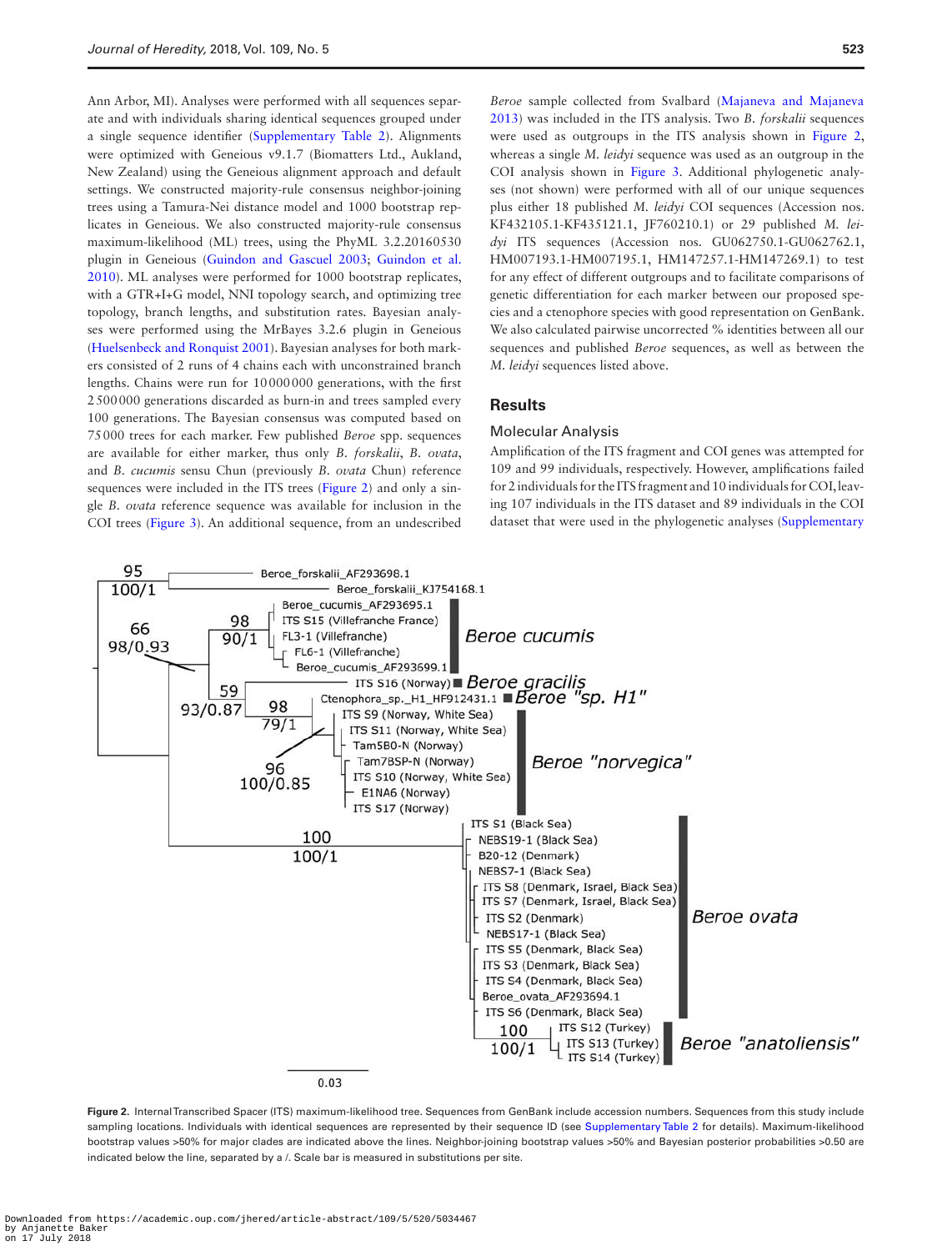Ann Arbor, MI). Analyses were performed with all sequences separate and with individuals sharing identical sequences grouped under a single sequence identifier (Supplementary Table 2). Alignments were optimized with Geneious v9.1.7 (Biomatters Ltd., Aukland, New Zealand) using the Geneious alignment approach and default settings. We constructed majority-rule consensus neighbor-joining trees using a Tamura-Nei distance model and 1000 bootstrap replicates in Geneious. We also constructed majority-rule consensus maximum-likelihood (ML) trees, using the PhyML 3.2.20160530 plugin in Geneious (Guindon and Gascuel 2003; Guindon et al. 2010). ML analyses were performed for 1000 bootstrap replicates, with a GTR+I+G model, NNI topology search, and optimizing tree topology, branch lengths, and substitution rates. Bayesian analyses were performed using the MrBayes 3.2.6 plugin in Geneious (Huelsenbeck and Ronquist 2001). Bayesian analyses for both markers consisted of 2 runs of 4 chains each with unconstrained branch lengths. Chains were run for 10 000 000 generations, with the first 2 500 000 generations discarded as burn-in and trees sampled every 100 generations. The Bayesian consensus was computed based on 75 000 trees for each marker. Few published *Beroe* spp. sequences are available for either marker, thus only *B. forskalii*, *B. ovata*, and *B. cucumis* sensu Chun (previously *B. ovata* Chun) reference sequences were included in the ITS trees (Figure 2) and only a single *B. ovata* reference sequence was available for inclusion in the COI trees (Figure 3). An additional sequence, from an undescribed *Beroe* sample collected from Svalbard (Majaneva and Majaneva 2013) was included in the ITS analysis. Two *B. forskalii* sequences were used as outgroups in the ITS analysis shown in Figure 2, whereas a single *M. leidyi* sequence was used as an outgroup in the COI analysis shown in Figure 3. Additional phylogenetic analyses (not shown) were performed with all of our unique sequences plus either 18 published *M. leidyi* COI sequences (Accession nos. KF432105.1-KF435121.1, JF760210.1) or 29 published *M. leidyi* ITS sequences (Accession nos. GU062750.1-GU062762.1, HM007193.1-HM007195.1, HM147257.1-HM147269.1) to test for any effect of different outgroups and to facilitate comparisons of genetic differentiation for each marker between our proposed species and a ctenophore species with good representation on GenBank. We also calculated pairwise uncorrected % identities between all our sequences and published *Beroe* sequences, as well as between the *M. leidyi* sequences listed above.

## Results

### Molecular Analysis

Amplification of the ITS fragment and COI genes was attempted for 109 and 99 individuals, respectively. However, amplifications failed for 2 individuals for the ITS fragment and 10 individuals for COI, leaving 107 individuals in the ITS dataset and 89 individuals in the COI dataset that were used in the phylogenetic analyses (Supplementary

**Figure 2.** Internal Transcribed Spacer (ITS) maximum-likelihood tree. Sequences from GenBank include accession numbers. Sequences from this study include sampling locations. Individuals with identical sequences are represented by their sequence ID (see Supplementary Table 2 for details). Maximum-likelihood bootstrap values >50% for major clades are indicated above the lines. Neighbor-joining bootstrap values >50% and Bayesian posterior probabilities >0.50 are indicated below the line, separated by a /. Scale bar is measured in substitutions per site.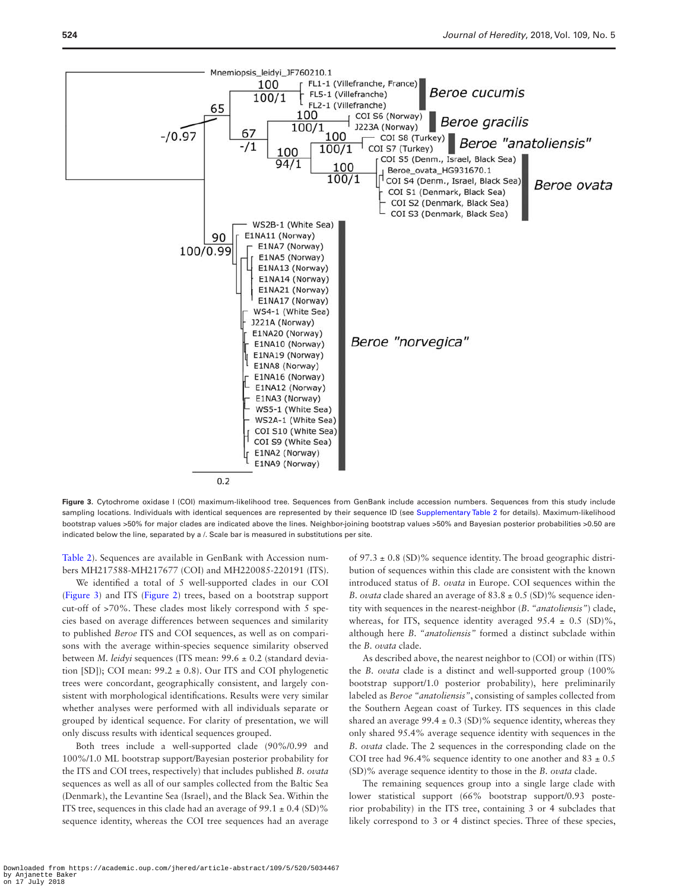**Figure 3.** Cytochrome oxidase I (COI) maximum-likelihood tree. Sequences from GenBank include accession numbers. Sequences from this study include sampling locations. Individuals with identical sequences are represented by their sequence ID (see Supplementary Table 2 for details). Maximum-likelihood bootstrap values >50% for major clades are indicated above the lines. Neighbor-joining bootstrap values >50% and Bayesian posterior probabilities >0.50 are indicated below the line, separated by a /. Scale bar is measured in substitutions per site.

Table 2). Sequences are available in GenBank with Accession numbers MH217588-MH217677 (COI) and MH220085-220191 (ITS).

We identified a total of 5 well-supported clades in our COI (Figure 3) and ITS (Figure 2) trees, based on a bootstrap support cut-off of >70%. These clades most likely correspond with 5 species based on average differences between sequences and similarity to published *Beroe* ITS and COI sequences, as well as on comparisons with the average within-species sequence similarity observed between *M. leidyi* sequences (ITS mean: 99.6 ± 0.2 (standard deviation [SD]); COI mean: 99.2 ± 0.8). Our ITS and COI phylogenetic trees were concordant, geographically consistent, and largely consistent with morphological identifications. Results were very similar whether analyses were performed with all individuals separate or grouped by identical sequence. For clarity of presentation, we will only discuss results with identical sequences grouped.

Both trees include a well-supported clade (90%/0.99 and 100%/1.0 ML bootstrap support/Bayesian posterior probability for the ITS and COI trees, respectively) that includes published *B. ovata* sequences as well as all of our samples collected from the Baltic Sea (Denmark), the Levantine Sea (Israel), and the Black Sea. Within the ITS tree, sequences in this clade had an average of 99.1 ± 0.4 (SD)% sequence identity, whereas the COI tree sequences had an average of 97.3 ± 0.8 (SD)% sequence identity. The broad geographic distribution of sequences within this clade are consistent with the known introduced status of *B. ovata* in Europe. COI sequences within the *B. ovata* clade shared an average of 83.8 ± 0.5 (SD)% sequence identity with sequences in the nearest-neighbor (*B. "anatoliensis"*) clade, whereas, for ITS, sequence identity averaged 95.4 ± 0.5 (SD)%, although here *B. "anatoliensis"* formed a distinct subclade within the *B. ovata* clade.

As described above, the nearest neighbor to (COI) or within (ITS) the *B. ovata* clade is a distinct and well-supported group (100% bootstrap support/1.0 posterior probability), here preliminarily labeled as *Beroe "anatoliensis"*, consisting of samples collected from the Southern Aegean coast of Turkey. ITS sequences in this clade shared an average 99.4 ± 0.3 (SD)% sequence identity, whereas they only shared 95.4% average sequence identity with sequences in the *B. ovata* clade. The 2 sequences in the corresponding clade on the COI tree had 96.4% sequence identity to one another and 83 ± 0.5 (SD)% average sequence identity to those in the *B. ovata* clade.

The remaining sequences group into a single large clade with lower statistical support (66% bootstrap support/0.93 posterior probability) in the ITS tree, containing 3 or 4 subclades that likely correspond to 3 or 4 distinct species. Three of these species,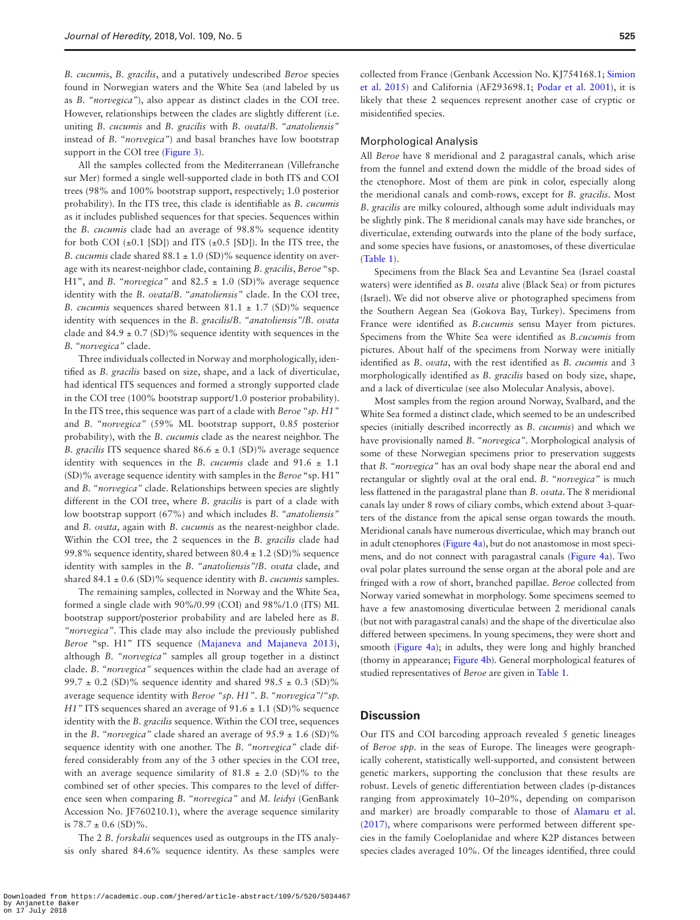*B. cucumis*, *B. gracilis*, and a putatively undescribed *Beroe* species found in Norwegian waters and the White Sea (and labeled by us as *B. "norvegica"*), also appear as distinct clades in the COI tree. However, relationships between the clades are slightly different (i.e. uniting *B. cucumis* and *B. gracilis* with *B. ovata*/*B. "anatoliensis"* instead of *B. "norvegica"*) and basal branches have low bootstrap support in the COI tree (Figure 3).

All the samples collected from the Mediterranean (Villefranche sur Mer) formed a single well-supported clade in both ITS and COI trees (98% and 100% bootstrap support, respectively; 1.0 posterior probability). In the ITS tree, this clade is identifiable as *B. cucumis* as it includes published sequences for that species. Sequences within the *B. cucumis* clade had an average of 98.8% sequence identity for both COI (±0.1 [SD]) and ITS (±0.5 [SD]). In the ITS tree, the *B. cucumis* clade shared 88.1 ± 1.0 (SD)% sequence identity on average with its nearest-neighbor clade, containing *B. gracilis*, *Beroe* "sp. H1", and *B. "norvegica"* and 82.5 ± 1.0 (SD)% average sequence identity with the *B. ovata*/*B. "anatoliensis"* clade. In the COI tree, *B. cucumis* sequences shared between 81.1 ± 1.7 (SD)% sequence identity with sequences in the *B. gracilis*/*B. "anatoliensis"*/*B. ovata* clade and 84.9 ± 0.7 (SD)% sequence identity with sequences in the *B. "norvegica"* clade.

Three individuals collected in Norway and morphologically, identified as *B. gracilis* based on size, shape, and a lack of diverticulae, had identical ITS sequences and formed a strongly supported clade in the COI tree (100% bootstrap support/1.0 posterior probability). In the ITS tree, this sequence was part of a clade with *Beroe "sp. H1"* and *B. "norvegica"* (59% ML bootstrap support, 0.85 posterior probability), with the *B. cucumis* clade as the nearest neighbor. The *B. gracilis* ITS sequence shared 86.6 ± 0.1 (SD)% average sequence identity with sequences in the *B. cucumis* clade and 91.6 ± 1.1 (SD)% average sequence identity with samples in the *Beroe* "sp. H1" and *B. "norvegica"* clade. Relationships between species are slightly different in the COI tree, where *B. gracilis* is part of a clade with low bootstrap support (67%) and which includes *B. "anatoliensis"* and *B. ovata*, again with *B. cucumis* as the nearest-neighbor clade. Within the COI tree, the 2 sequences in the *B. gracilis* clade had 99.8% sequence identity, shared between 80.4 ± 1.2 (SD)% sequence identity with samples in the *B. "anatoliensis"*/*B. ovata* clade, and shared 84.1 ± 0.6 (SD)% sequence identity with *B. cucumis* samples.

The remaining samples, collected in Norway and the White Sea, formed a single clade with 90%/0.99 (COI) and 98%/1.0 (ITS) ML bootstrap support/posterior probability and are labeled here as *B. "norvegica"*. This clade may also include the previously published *Beroe* "sp. H1" ITS sequence (Majaneva and Majaneva 2013), although *B. "norvegica"* samples all group together in a distinct clade. *B. "norvegica"* sequences within the clade had an average of 99.7 ± 0.2 (SD)% sequence identity and shared 98.5 ± 0.3 (SD)% average sequence identity with *Beroe "sp. H1"*. *B. "norvegica"*/*"sp. H1"* ITS sequences shared an average of 91.6 ± 1.1 (SD)% sequence identity with the *B. gracilis* sequence. Within the COI tree, sequences in the *B. "norvegica"* clade shared an average of 95.9 ± 1.6 (SD)% sequence identity with one another. The *B. "norvegica"* clade differed considerably from any of the 3 other species in the COI tree, with an average sequence similarity of 81.8 ± 2.0 (SD)% to the combined set of other species. This compares to the level of difference seen when comparing *B. "norvegica"* and *M. leidyi* (GenBank Accession No. JF760210.1), where the average sequence similarity is 78.7 ± 0.6 (SD)%.

The 2 *B. forskalii* sequences used as outgroups in the ITS analysis only shared 84.6% sequence identity. As these samples were collected from France (Genbank Accession No. KJ754168.1; Simion et al. 2015) and California (AF293698.1; Podar et al. 2001), it is likely that these 2 sequences represent another case of cryptic or misidentified species.

### Morphological Analysis

All *Beroe* have 8 meridional and 2 paragastral canals, which arise from the funnel and extend down the middle of the broad sides of the ctenophore. Most of them are pink in color, especially along the meridional canals and comb-rows, except for *B. gracilis*. Most *B. gracilis* are milky coloured, although some adult individuals may be slightly pink. The 8 meridional canals may have side branches, or diverticulae, extending outwards into the plane of the body surface, and some species have fusions, or anastomoses, of these diverticulae (Table 1).

Specimens from the Black Sea and Levantine Sea (Israel coastal waters) were identified as *B. ovata* alive (Black Sea) or from pictures (Israel). We did not observe alive or photographed specimens from the Southern Aegean Sea (Gokova Bay, Turkey). Specimens from France were identified as *B.cucumis* sensu Mayer from pictures. Specimens from the White Sea were identified as *B.cucumis* from pictures. About half of the specimens from Norway were initially identified as *B. ovata*, with the rest identified as *B. cucumis* and 3 morphologically identified as *B. gracilis* based on body size, shape, and a lack of diverticulae (see also Molecular Analysis, above).

Most samples from the region around Norway, Svalbard, and the White Sea formed a distinct clade, which seemed to be an undescribed species (initially described incorrectly as *B. cucumis*) and which we have provisionally named *B. "norvegica"*. Morphological analysis of some of these Norwegian specimens prior to preservation suggests that *B. "norvegica"* has an oval body shape near the aboral end and rectangular or slightly oval at the oral end. *B. "norvegica"* is much less flattened in the paragastral plane than *B. ovata*. The 8 meridional canals lay under 8 rows of ciliary combs, which extend about 3-quarters of the distance from the apical sense organ towards the mouth. Meridional canals have numerous diverticulae, which may branch out in adult ctenophores (Figure 4a), but do not anastomose in most specimens, and do not connect with paragastral canals (Figure 4a). Two oval polar plates surround the sense organ at the aboral pole and are fringed with a row of short, branched papillae. *Beroe* collected from Norway varied somewhat in morphology. Some specimens seemed to have a few anastomosing diverticulae between 2 meridional canals (but not with paragastral canals) and the shape of the diverticulae also differed between specimens. In young specimens, they were short and smooth (Figure 4a); in adults, they were long and highly branched (thorny in appearance; Figure 4b). General morphological features of studied representatives of *Beroe* are given in Table 1.

## Discussion

Our ITS and COI barcoding approach revealed 5 genetic lineages of *Beroe spp.* in the seas of Europe. The lineages were geographically coherent, statistically well-supported, and consistent between genetic markers, supporting the conclusion that these results are robust. Levels of genetic differentiation between clades (p-distances ranging from approximately 10–20%, depending on comparison and marker) are broadly comparable to those of Alamaru et al. (2017), where comparisons were performed between different species in the family Coeloplanidae and where K2P distances between species clades averaged 10%. Of the lineages identified, three could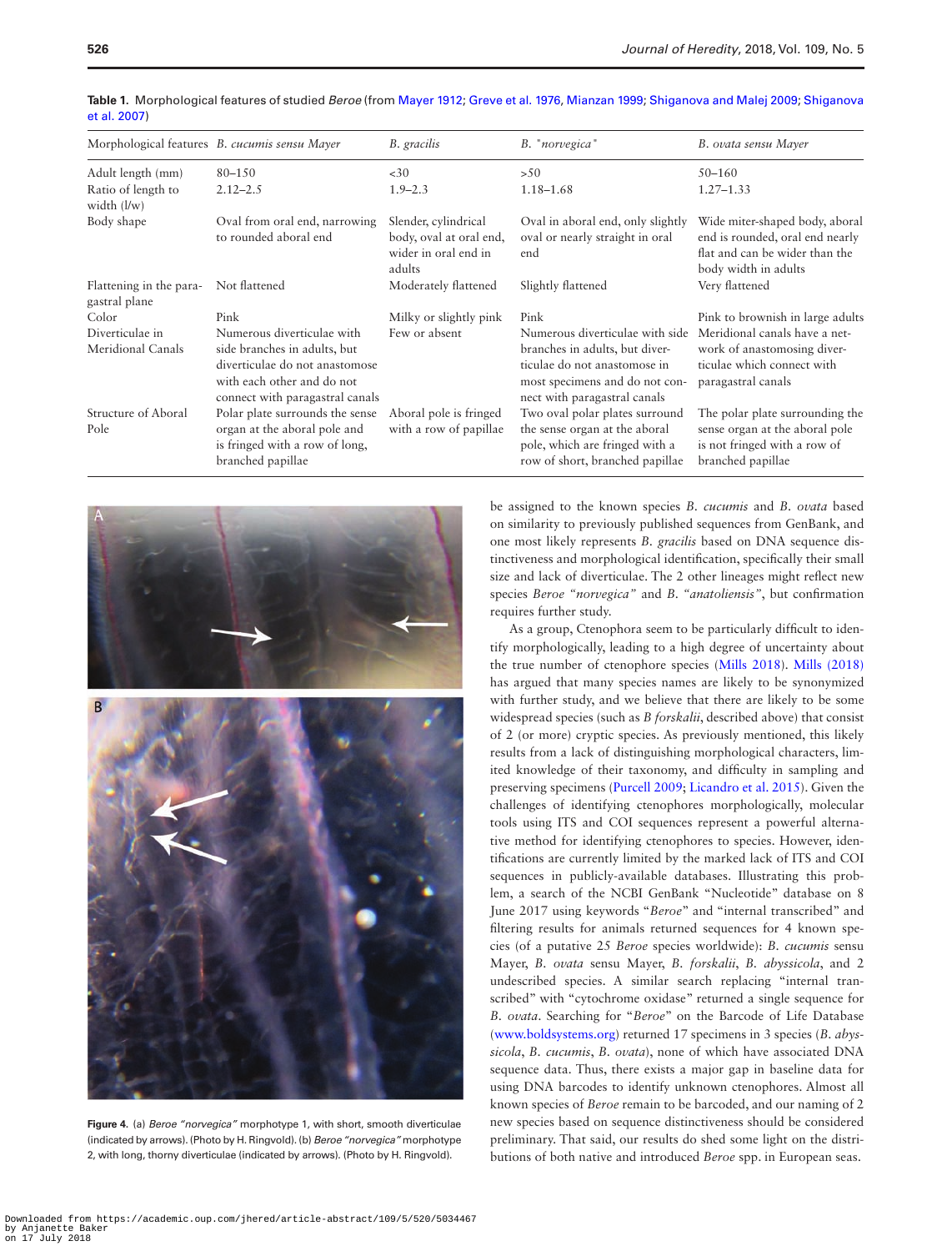**Table 1.** Morphological features of studied *Beroe* (from Mayer 1912; Greve et al. 1976, Mianzan 1999; Shiganova and Malej 2009; Shiganova et al. 2007)

| Morphological features | *B. cucumis sensu Mayer* | *B. gracilis* | *B. "norvegica"* | *B. ovata sensu Mayer* |
|---|---|---|---|---|
| Adult length (mm) | 80–150 | <30 | >50 | 50–160 |
| Ratio of length to width (l/w) | 2.12–2.5 | 1.9–2.3 | 1.18–1.68 | 1.27–1.33 |
| Body shape | Oval from oral end, narrowing to rounded aboral end | Slender, cylindrical body, oval at oral end, wider in oral end in adults | Oval in aboral end, only slightly oval or nearly straight in oral end | Wide miter-shaped body, aboral end is rounded, oral end nearly flat and can be wider than the body width in adults |
| Flattening in the paragastral plane | Not flattened | Moderately flattened | Slightly flattened | Very flattened |
| Color | Pink | Milky or slightly pink | Pink | Pink to brownish in large adults |
| Diverticulae in Meridional Canals | Numerous diverticulae with side branches in adults, but diverticulae do not anastomose with each other and do not connect with paragastral canals | Few or absent | Numerous diverticulae with side branches in adults, but diverticulae do not anastomose in most specimens and do not connect with paragastral canals | Meridional canals have a network of anastomosing diverticulae which connect with paragastral canals |
| Structure of Aboral Pole | Polar plate surrounds the sense organ at the aboral pole and is fringed with a row of long, branched papillae | Aboral pole is fringed with a row of papillae | Two oval polar plates surround the sense organ at the aboral pole, which are fringed with a row of short, branched papillae | The polar plate surrounding the sense organ at the aboral pole is not fringed with a row of branched papillae |

**Figure 4.** (a) *Beroe "norvegica"* morphotype 1, with short, smooth diverticulae (indicated by arrows). (Photo by H. Ringvold). (b) *Beroe "norvegica"* morphotype 2, with long, thorny diverticulae (indicated by arrows). (Photo by H. Ringvold).

be assigned to the known species *B. cucumis* and *B. ovata* based on similarity to previously published sequences from GenBank, and one most likely represents *B. gracilis* based on DNA sequence distinctiveness and morphological identification, specifically their small size and lack of diverticulae. The 2 other lineages might reflect new species *Beroe "norvegica"* and *B. "anatoliensis"*, but confirmation requires further study.

As a group, Ctenophora seem to be particularly difficult to identify morphologically, leading to a high degree of uncertainty about the true number of ctenophore species (Mills 2018). Mills (2018) has argued that many species names are likely to be synonymized with further study, and we believe that there are likely to be some widespread species (such as *B forskalii*, described above) that consist of 2 (or more) cryptic species. As previously mentioned, this likely results from a lack of distinguishing morphological characters, limited knowledge of their taxonomy, and difficulty in sampling and preserving specimens (Purcell 2009; Licandro et al. 2015). Given the challenges of identifying ctenophores morphologically, molecular tools using ITS and COI sequences represent a powerful alternative method for identifying ctenophores to species. However, identifications are currently limited by the marked lack of ITS and COI sequences in publicly-available databases. Illustrating this problem, a search of the NCBI GenBank "Nucleotide" database on 8 June 2017 using keywords "*Beroe*" and "internal transcribed" and filtering results for animals returned sequences for 4 known species (of a putative 25 *Beroe* species worldwide): *B. cucumis* sensu Mayer, *B. ovata* sensu Mayer, *B. forskalii*, *B. abyssicola*, and 2 undescribed species. A similar search replacing "internal transcribed" with "cytochrome oxidase" returned a single sequence for *B. ovata*. Searching for "*Beroe*" on the Barcode of Life Database (www.boldsystems.org) returned 17 specimens in 3 species (*B. abyssicola*, *B. cucumis*, *B. ovata*), none of which have associated DNA sequence data. Thus, there exists a major gap in baseline data for using DNA barcodes to identify unknown ctenophores. Almost all known species of *Beroe* remain to be barcoded, and our naming of 2 new species based on sequence distinctiveness should be considered preliminary. That said, our results do shed some light on the distributions of both native and introduced *Beroe* spp. in European seas.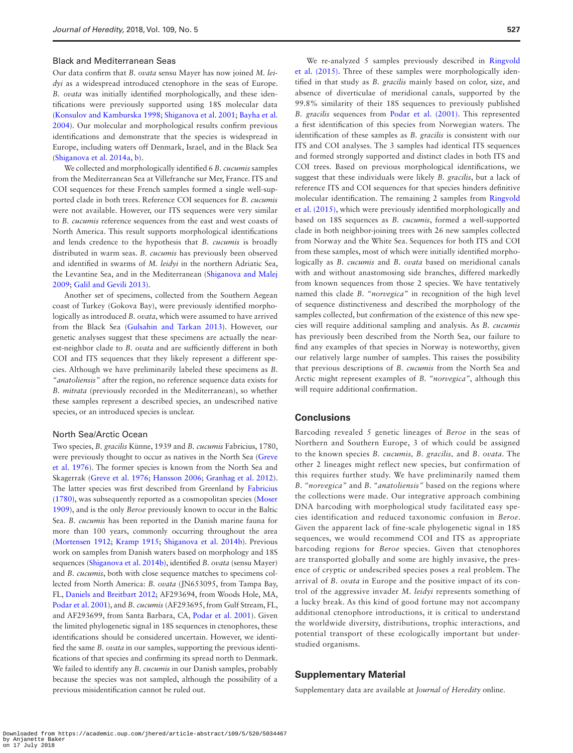### Black and Mediterranean Seas

Our data confirm that *B. ovata* sensu Mayer has now joined *M. leidyi* as a widespread introduced ctenophore in the seas of Europe. *B. ovata* was initially identified morphologically, and these identifications were previously supported using 18S molecular data (Konsulov and Kamburska 1998; Shiganova et al. 2001; Bayha et al. 2004). Our molecular and morphological results confirm previous identifications and demonstrate that the species is widespread in Europe, including waters off Denmark, Israel, and in the Black Sea (Shiganova et al. 2014a, b).

We collected and morphologically identified 6 *B. cucumis* samples from the Mediterranean Sea at Villefranche sur Mer, France. ITS and COI sequences for these French samples formed a single well-supported clade in both trees. Reference COI sequences for *B. cucumis* were not available. However, our ITS sequences were very similar to *B. cucumis* reference sequences from the east and west coasts of North America. This result supports morphological identifications and lends credence to the hypothesis that *B. cucumis* is broadly distributed in warm seas. *B. cucumis* has previously been observed and identified in swarms of *M. leidyi* in the northern Adriatic Sea, the Levantine Sea, and in the Mediterranean (Shiganova and Malej 2009; Galil and Gevili 2013).

Another set of specimens, collected from the Southern Aegean coast of Turkey (Gokova Bay), were previously identified morphologically as introduced *B. ovata*, which were assumed to have arrived from the Black Sea (Gulsahin and Tarkan 2013). However, our genetic analyses suggest that these specimens are actually the nearest-neighbor clade to *B. ovata* and are sufficiently different in both COI and ITS sequences that they likely represent a different species. Although we have preliminarily labeled these specimens as *B. "anatoliensis"* after the region, no reference sequence data exists for *B. mitrata* (previously recorded in the Mediterranean), so whether these samples represent a described species, an undescribed native species, or an introduced species is unclear.

### North Sea/Arctic Ocean

Two species, *B. gracilis* Künne, 1939 and *B. cucumis* Fabricius, 1780, were previously thought to occur as natives in the North Sea (Greve et al. 1976). The former species is known from the North Sea and Skagerrak (Greve et al. 1976; Hansson 2006; Granhag et al. 2012). The latter species was first described from Greenland by Fabricius (1780), was subsequently reported as a cosmopolitan species (Moser 1909), and is the only *Beroe* previously known to occur in the Baltic Sea. *B. cucumis* has been reported in the Danish marine fauna for more than 100 years, commonly occurring throughout the area (Mortensen 1912; Kramp 1915; Shiganova et al. 2014b). Previous work on samples from Danish waters based on morphology and 18S sequences (Shiganova et al. 2014b), identified *B. ovata* (sensu Mayer) and *B. cucumis*, both with close sequence matches to specimens collected from North America: *B. ovata* (JN653095, from Tampa Bay, FL, Daniels and Breitbart 2012; AF293694, from Woods Hole, MA, Podar et al. 2001), and *B. cucumis* (AF293695, from Gulf Stream, FL, and AF293699, from Santa Barbara, CA, Podar et al. 2001). Given the limited phylogenetic signal in 18S sequences in ctenophores, these identifications should be considered uncertain. However, we identified the same *B. ovata* in our samples, supporting the previous identifications of that species and confirming its spread north to Denmark. We failed to identify any *B. cucumis* in our Danish samples, probably because the species was not sampled, although the possibility of a previous misidentification cannot be ruled out.

We re-analyzed 5 samples previously described in Ringvold et al. (2015). Three of these samples were morphologically identified in that study as *B. gracilis* mainly based on color, size, and absence of diverticulae of meridional canals, supported by the 99.8% similarity of their 18S sequences to previously published *B. gracilis* sequences from Podar et al. (2001). This represented a first identification of this species from Norwegian waters. The identification of these samples as *B. gracilis* is consistent with our ITS and COI analyses. The 3 samples had identical ITS sequences and formed strongly supported and distinct clades in both ITS and COI trees. Based on previous morphological identifications, we suggest that these individuals were likely *B. gracilis*, but a lack of reference ITS and COI sequences for that species hinders definitive molecular identification. The remaining 2 samples from Ringvold et al. (2015), which were previously identified morphologically and based on 18S sequences as *B. cucumis*, formed a well-supported clade in both neighbor-joining trees with 26 new samples collected from Norway and the White Sea. Sequences for both ITS and COI from these samples, most of which were initially identified morphologically as *B. cucumis* and *B. ovata* based on meridional canals with and without anastomosing side branches, differed markedly from known sequences from those 2 species. We have tentatively named this clade *B. "norvegica"* in recognition of the high level of sequence distinctiveness and described the morphology of the samples collected, but confirmation of the existence of this new species will require additional sampling and analysis. As *B. cucumis* has previously been described from the North Sea, our failure to find any examples of that species in Norway is noteworthy, given our relatively large number of samples. This raises the possibility that previous descriptions of *B. cucumis* from the North Sea and Arctic might represent examples of *B. "norvegica"*, although this will require additional confirmation.

## Conclusions

Barcoding revealed 5 genetic lineages of *Beroe* in the seas of Northern and Southern Europe, 3 of which could be assigned to the known species *B. cucumis, B. gracilis,* and *B. ovata*. The other 2 lineages might reflect new species, but confirmation of this requires further study. We have preliminarily named them *B. "norvegica"* and *B. "anatoliensis"* based on the regions where the collections were made. Our integrative approach combining DNA barcoding with morphological study facilitated easy species identification and reduced taxonomic confusion in *Beroe*. Given the apparent lack of fine-scale phylogenetic signal in 18S sequences, we would recommend COI and ITS as appropriate barcoding regions for *Beroe* species. Given that ctenophores are transported globally and some are highly invasive, the presence of cryptic or undescribed species poses a real problem. The arrival of *B. ovata* in Europe and the positive impact of its control of the aggressive invader *M. leidyi* represents something of a lucky break. As this kind of good fortune may not accompany additional ctenophore introductions, it is critical to understand the worldwide diversity, distributions, trophic interactions, and potential transport of these ecologically important but understudied organisms.

## Supplementary Material

Supplementary data are available at *Journal of Heredity* online.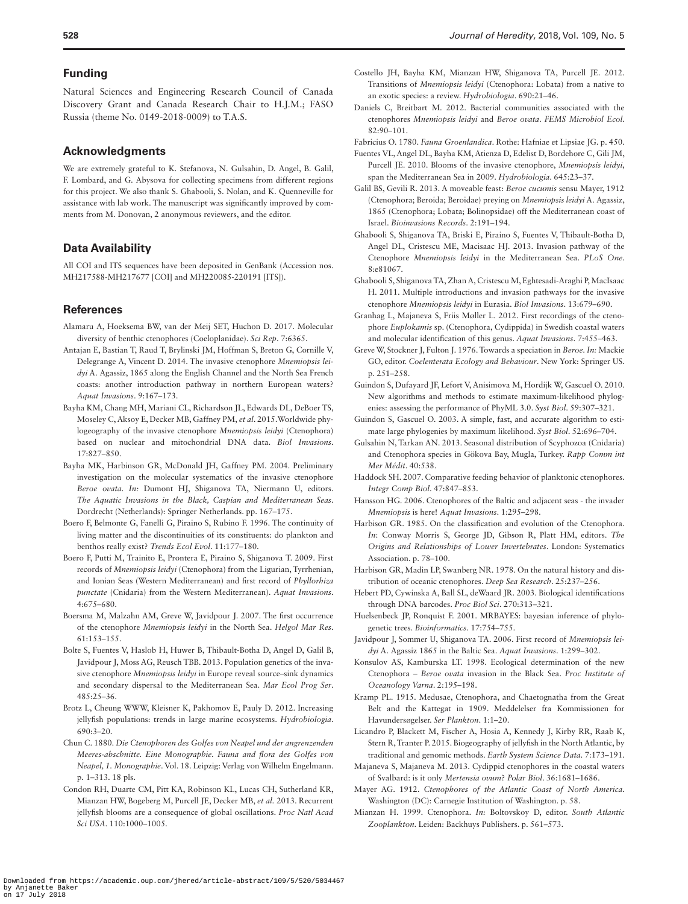## Funding

Natural Sciences and Engineering Research Council of Canada Discovery Grant and Canada Research Chair to H.J.M.; FASO Russia (theme No. 0149-2018-0009) to T.A.S.

## Acknowledgments

We are extremely grateful to K. Stefanova, N. Gulsahin, D. Angel, B. Galil, F. Lombard, and G. Abysova for collecting specimens from different regions for this project. We also thank S. Ghabooli, S. Nolan, and K. Quenneville for assistance with lab work. The manuscript was significantly improved by comments from M. Donovan, 2 anonymous reviewers, and the editor.

## Data Availability

All COI and ITS sequences have been deposited in GenBank (Accession nos. MH217588-MH217677 [COI] and MH220085-220191 [ITS]).

## References

Alamaru A, Hoeksema BW, van der Meij SET, Huchon D. 2017. Molecular diversity of benthic ctenophores (Coeloplanidae). *Sci Rep*. 7:6365.

Antajan E, Bastian T, Raud T, Brylinski JM, Hoffman S, Breton G, Cornille V, Delegrange A, Vincent D. 2014. The invasive ctenophore *Mnemiopsis leidyi* A. Agassiz, 1865 along the English Channel and the North Sea French coasts: another introduction pathway in northern European waters? *Aquat Invasions*. 9:167–173.

Bayha KM, Chang MH, Mariani CL, Richardson JL, Edwards DL, DeBoer TS, Moseley C, Aksoy E, Decker MB, Gaffney PM, *et al*. 2015.Worldwide phylogeography of the invasive ctenophore *Mnemiopsis leidyi* (Ctenophora) based on nuclear and mitochondrial DNA data. *Biol Invasions*. 17:827–850.

Bayha MK, Harbinson GR, McDonald JH, Gaffney PM. 2004. Preliminary investigation on the molecular systematics of the invasive ctenophore *Beroe ovata*. *In:* Dumont HJ, Shiganova TA, Niermann U, editors. *The Aquatic Invasions in the Black, Caspian and Mediterranean Seas*. Dordrecht (Netherlands): Springer Netherlands. pp. 167–175.

Boero F, Belmonte G, Fanelli G, Piraino S, Rubino F. 1996. The continuity of living matter and the discontinuities of its constituents: do plankton and benthos really exist? *Trends Ecol Evol*. 11:177–180.

Boero F, Putti M, Trainito E, Prontera E, Piraino S, Shiganova T. 2009. First records of *Mnemiopsis leidyi* (Ctenophora) from the Ligurian, Tyrrhenian, and Ionian Seas (Western Mediterranean) and first record of *Phyllorhiza punctate* (Cnidaria) from the Western Mediterranean). *Aquat Invasions*. 4:675–680.

Boersma M, Malzahn AM, Greve W, Javidpour J. 2007. The first occurrence of the ctenophore *Mnemiopsis leidyi* in the North Sea. *Helgol Mar Res*. 61:153–155.

Bolte S, Fuentes V, Haslob H, Huwer B, Thibault-Botha D, Angel D, Galil B, Javidpour J, Moss AG, Reusch TBB. 2013. Population genetics of the invasive ctenophore *Mnemiopsis leidyi* in Europe reveal source–sink dynamics and secondary dispersal to the Mediterranean Sea. *Mar Ecol Prog Ser*. 485:25–36.

Brotz L, Cheung WWW, Kleisner K, Pakhomov E, Pauly D. 2012. Increasing jellyfish populations: trends in large marine ecosystems. *Hydrobiologia*. 690:3–20.

Chun C. 1880. *Die Ctenophoren des Golfes von Neapel und der angrenzenden Meeres-abschnitte. Eine Monographie. Fauna and flora des Golfes von Neapel, 1. Monographie*. Vol. 18. Leipzig: Verlag von Wilhelm Engelmann. p. 1–313. 18 pls.

Condon RH, Duarte CM, Pitt KA, Robinson KL, Lucas CH, Sutherland KR, Mianzan HW, Bogeberg M, Purcell JE, Decker MB, *et al.* 2013. Recurrent jellyfish blooms are a consequence of global oscillations. *Proc Natl Acad Sci USA*. 110:1000–1005.

Costello JH, Bayha KM, Mianzan HW, Shiganova TA, Purcell JE. 2012. Transitions of *Mnemiopsis leidyi* (Ctenophora: Lobata) from a native to an exotic species: a review. *Hydrobiologia*. 690:21–46.

Daniels C, Breitbart M. 2012. Bacterial communities associated with the ctenophores *Mnemiopsis leidyi* and *Beroe ovata*. *FEMS Microbiol Ecol*. 82:90–101.

Fabricius O. 1780. *Fauna Groenlandica*. Rothe: Hafniae et Lipsiae JG. p. 450.

Fuentes VL, Angel DL, Bayha KM, Atienza D, Edelist D, Bordehore C, Gili JM, Purcell JE. 2010. Blooms of the invasive ctenophore, *Mnemiopsis leidyi*, span the Mediterranean Sea in 2009. *Hydrobiologia*. 645:23–37.

Galil BS, Gevili R. 2013. A moveable feast: *Beroe cucumis* sensu Mayer, 1912 (Ctenophora; Beroida; Beroidae) preying on *Mnemiopsis leidyi* A. Agassiz, 1865 (Ctenophora; Lobata; Bolinopsidae) off the Mediterranean coast of Israel. *Bioinvasions Records*. 2:191–194.

Ghabooli S, Shiganova TA, Briski E, Piraino S, Fuentes V, Thibault-Botha D, Angel DL, Cristescu ME, Macisaac HJ. 2013. Invasion pathway of the Ctenophore *Mnemiopsis leidyi* in the Mediterranean Sea. *PLoS One*. 8:e81067.

Ghabooli S, Shiganova TA, Zhan A, Cristescu M, Eghtesadi-Araghi P, MacIsaac H. 2011. Multiple introductions and invasion pathways for the invasive ctenophore *Mnemiopsis leidyi* in Eurasia. *Biol Invasions*. 13:679–690.

Granhag L, Majaneva S, Friis Møller L. 2012. First recordings of the ctenophore *Euplokamis* sp. (Ctenophora, Cydippida) in Swedish coastal waters and molecular identification of this genus. *Aquat Invasions*. 7:455–463.

Greve W, Stockner J, Fulton J. 1976. Towards a speciation in *Beroe*. *In:* Mackie GO, editor. *Coelenterata Ecology and Behaviour*. New York: Springer US. p. 251–258.

Guindon S, Dufayard JF, Lefort V, Anisimova M, Hordijk W, Gascuel O. 2010. New algorithms and methods to estimate maximum-likelihood phylogenies: assessing the performance of PhyML 3.0. *Syst Biol*. 59:307–321.

Guindon S, Gascuel O. 2003. A simple, fast, and accurate algorithm to estimate large phylogenies by maximum likelihood. *Syst Biol*. 52:696–704.

Gulsahin N, Tarkan AN. 2013. Seasonal distribution of Scyphozoa (Cnidaria) and Ctenophora species in Gökova Bay, Mugla, Turkey. *Rapp Comm int Mer Médit*. 40:538.

Haddock SH. 2007. Comparative feeding behavior of planktonic ctenophores. *Integr Comp Biol*. 47:847–853.

Hansson HG. 2006. Ctenophores of the Baltic and adjacent seas - the invader *Mnemiopsis* is here! *Aquat Invasions*. 1:295–298.

Harbison GR. 1985. On the classification and evolution of the Ctenophora. *In*: Conway Morris S, George JD, Gibson R, Platt HM, editors. *The Origins and Relationships of Lower Invertebrates*. London: Systematics Association. p. 78–100.

Harbison GR, Madin LP, Swanberg NR. 1978. On the natural history and distribution of oceanic ctenophores. *Deep Sea Research*. 25:237–256.

Hebert PD, Cywinska A, Ball SL, deWaard JR. 2003. Biological identifications through DNA barcodes. *Proc Biol Sci*. 270:313–321.

Huelsenbeck JP, Ronquist F. 2001. MRBAYES: bayesian inference of phylogenetic trees. *Bioinformatics*. 17:754–755.

Javidpour J, Sommer U, Shiganova TA. 2006. First record of *Mnemiopsis leidyi* A. Agassiz 1865 in the Baltic Sea. *Aquat Invasions*. 1:299–302.

Konsulov AS, Kamburska LT. 1998. Ecological determination of the new Ctenophora – *Beroe ovata* invasion in the Black Sea. *Proc Institute of Oceanology Varna*. 2:195–198.

Kramp PL. 1915. Medusae, Ctenophora, and Chaetognatha from the Great Belt and the Kattegat in 1909. Meddelelser fra Kommissionen for Havundersøgelser. *Ser Plankton*. 1:1–20.

Licandro P, Blackett M, Fischer A, Hosia A, Kennedy J, Kirby RR, Raab K, Stern R, Tranter P. 2015. Biogeography of jellyfish in the North Atlantic, by traditional and genomic methods. *Earth System Science Data*. 7:173–191.

Majaneva S, Majaneva M. 2013. Cydippid ctenophores in the coastal waters of Svalbard: is it only *Mertensia ovum*? *Polar Biol*. 36:1681–1686.

Mayer AG. 1912. *Ctenophores of the Atlantic Coast of North America*. Washington (DC): Carnegie Institution of Washington. p. 58.

Mianzan H. 1999. Ctenophora. *In:* Boltovskoy D, editor. *South Atlantic Zooplankton*. Leiden: Backhuys Publishers. p. 561–573.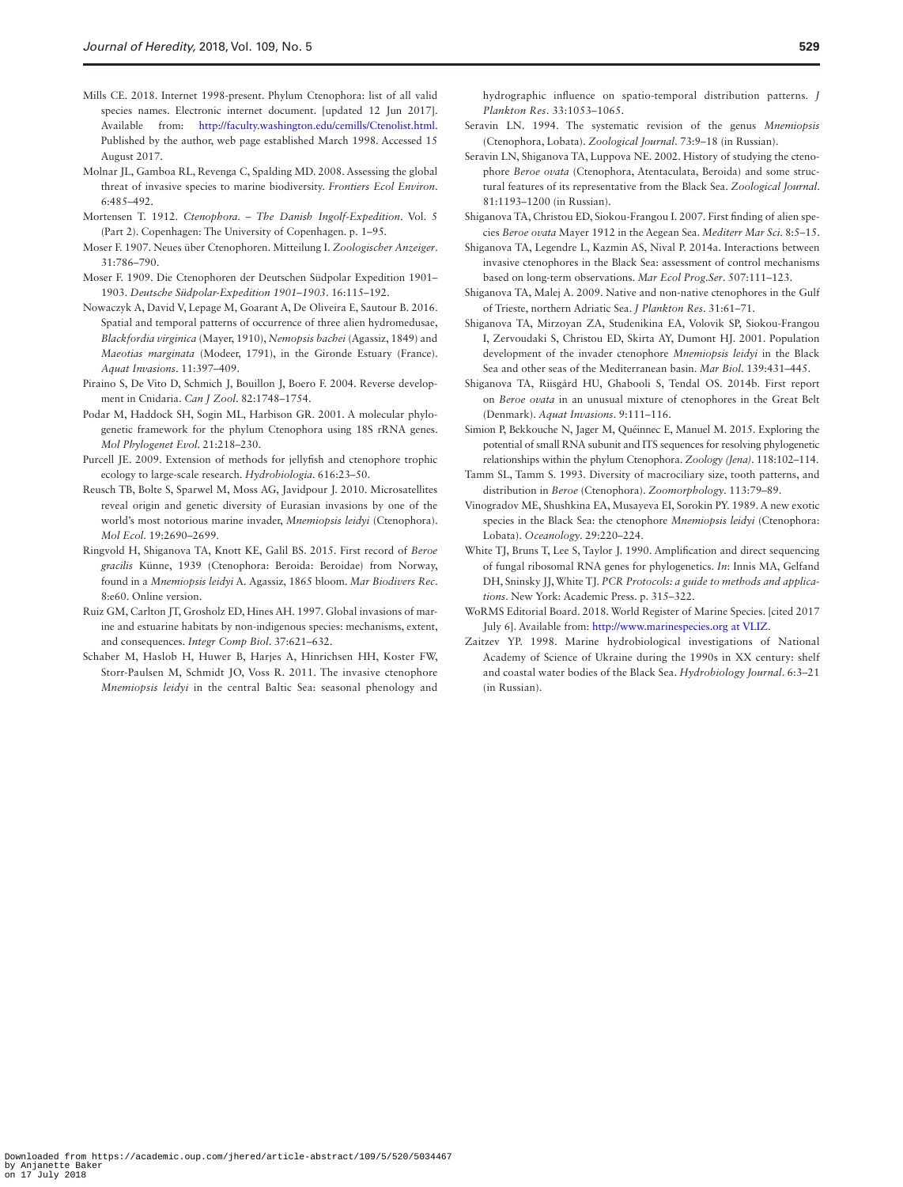Mills CE. 2018. Internet 1998-present. Phylum Ctenophora: list of all valid species names. Electronic internet document. [updated 12 Jun 2017]. Available from: http://faculty.washington.edu/cemills/Ctenolist.html. Published by the author, web page established March 1998. Accessed 15 August 2017.

Molnar JL, Gamboa RL, Revenga C, Spalding MD. 2008. Assessing the global threat of invasive species to marine biodiversity. *Frontiers Ecol Environ*. 6:485–492.

Mortensen T. 1912. *Ctenophora. – The Danish Ingolf-Expedition*. Vol. 5 (Part 2). Copenhagen: The University of Copenhagen. p. 1–95.

Moser F. 1907. Neues über Ctenophoren. Mitteilung I. *Zoologischer Anzeiger*. 31:786–790.

Moser F. 1909. Die Ctenophoren der Deutschen Südpolar Expedition 1901–1903. *Deutsche Südpolar-Expedition 1901–1903*. 16:115–192.

Nowaczyk A, David V, Lepage M, Goarant A, De Oliveira E, Sautour B. 2016. Spatial and temporal patterns of occurrence of three alien hydromedusae, *Blackfordia virginica* (Mayer, 1910), *Nemopsis bachei* (Agassiz, 1849) and *Maeotias marginata* (Modeer, 1791), in the Gironde Estuary (France). *Aquat Invasions*. 11:397–409.

Piraino S, De Vito D, Schmich J, Bouillon J, Boero F. 2004. Reverse development in Cnidaria. *Can J Zool*. 82:1748–1754.

Podar M, Haddock SH, Sogin ML, Harbison GR. 2001. A molecular phylogenetic framework for the phylum Ctenophora using 18S rRNA genes. *Mol Phylogenet Evol*. 21:218–230.

Purcell JE. 2009. Extension of methods for jellyfish and ctenophore trophic ecology to large-scale research. *Hydrobiologia*. 616:23–50.

Reusch TB, Bolte S, Sparwel M, Moss AG, Javidpour J. 2010. Microsatellites reveal origin and genetic diversity of Eurasian invasions by one of the world's most notorious marine invader, *Mnemiopsis leidyi* (Ctenophora). *Mol Ecol*. 19:2690–2699.

Ringvold H, Shiganova TA, Knott KE, Galil BS. 2015. First record of *Beroe gracilis* Künne, 1939 (Ctenophora: Beroida: Beroidae) from Norway, found in a *Mnemiopsis leidyi* A. Agassiz, 1865 bloom. *Mar Biodivers Rec*. 8:e60. Online version.

Ruiz GM, Carlton JT, Grosholz ED, Hines AH. 1997. Global invasions of marine and estuarine habitats by non-indigenous species: mechanisms, extent, and consequences. *Integr Comp Biol*. 37:621–632.

Schaber M, Haslob H, Huwer B, Harjes A, Hinrichsen HH, Koster FW, Storr-Paulsen M, Schmidt JO, Voss R. 2011. The invasive ctenophore *Mnemiopsis leidyi* in the central Baltic Sea: seasonal phenology and hydrographic influence on spatio-temporal distribution patterns. *J Plankton Res*. 33:1053–1065.

Seravin LN. 1994. The systematic revision of the genus *Mnemiopsis* (Ctenophora, Lobata). *Zoological Journal*. 73:9–18 (in Russian).

Seravin LN, Shiganova TA, Luppova NE. 2002. History of studying the ctenophore *Beroe ovata* (Ctenophora, Atentaculata, Beroida) and some structural features of its representative from the Black Sea. *Zoological Journal*. 81:1193–1200 (in Russian).

Shiganova TA, Christou ED, Siokou-Frangou I. 2007. First finding of alien species *Beroe ovata* Mayer 1912 in the Aegean Sea. *Mediterr Mar Sci*. 8:5–15.

Shiganova TA, Legendre L, Kazmin AS, Nival P. 2014a. Interactions between invasive ctenophores in the Black Sea: assessment of control mechanisms based on long-term observations. *Mar Ecol Prog.Ser*. 507:111–123.

Shiganova TA, Malej A. 2009. Native and non-native ctenophores in the Gulf of Trieste, northern Adriatic Sea. *J Plankton Res*. 31:61–71.

Shiganova TA, Mirzoyan ZA, Studenikina EA, Volovik SP, Siokou-Frangou I, Zervoudaki S, Christou ED, Skirta AY, Dumont HJ. 2001. Population development of the invader ctenophore *Mnemiopsis leidyi* in the Black Sea and other seas of the Mediterranean basin. *Mar Biol*. 139:431–445.

Shiganova TA, Riisgård HU, Ghabooli S, Tendal OS. 2014b. First report on *Beroe ovata* in an unusual mixture of ctenophores in the Great Belt (Denmark). *Aquat Invasions*. 9:111–116.

Simion P, Bekkouche N, Jager M, Quéinnec E, Manuel M. 2015. Exploring the potential of small RNA subunit and ITS sequences for resolving phylogenetic relationships within the phylum Ctenophora. *Zoology (Jena)*. 118:102–114.

Tamm SL, Tamm S. 1993. Diversity of macrociliary size, tooth patterns, and distribution in *Beroe* (Ctenophora). *Zoomorphology*. 113:79–89.

Vinogradov ME, Shushkina EA, Musayeva EI, Sorokin PY. 1989. A new exotic species in the Black Sea: the ctenophore *Mnemiopsis leidyi* (Ctenophora: Lobata). *Oceanology*. 29:220–224.

White TJ, Bruns T, Lee S, Taylor J. 1990. Amplification and direct sequencing of fungal ribosomal RNA genes for phylogenetics. *In*: Innis MA, Gelfand DH, Sninsky JJ, White TJ. *PCR Protocols: a guide to methods and applications*. New York: Academic Press. p. 315–322.

WoRMS Editorial Board. 2018. World Register of Marine Species. [cited 2017 July 6]. Available from: http://www.marinespecies.org at VLIZ.

Zaitzev YP. 1998. Marine hydrobiological investigations of National Academy of Science of Ukraine during the 1990s in XX century: shelf and coastal water bodies of the Black Sea. *Hydrobiology Journal*. 6:3–21 (in Russian).